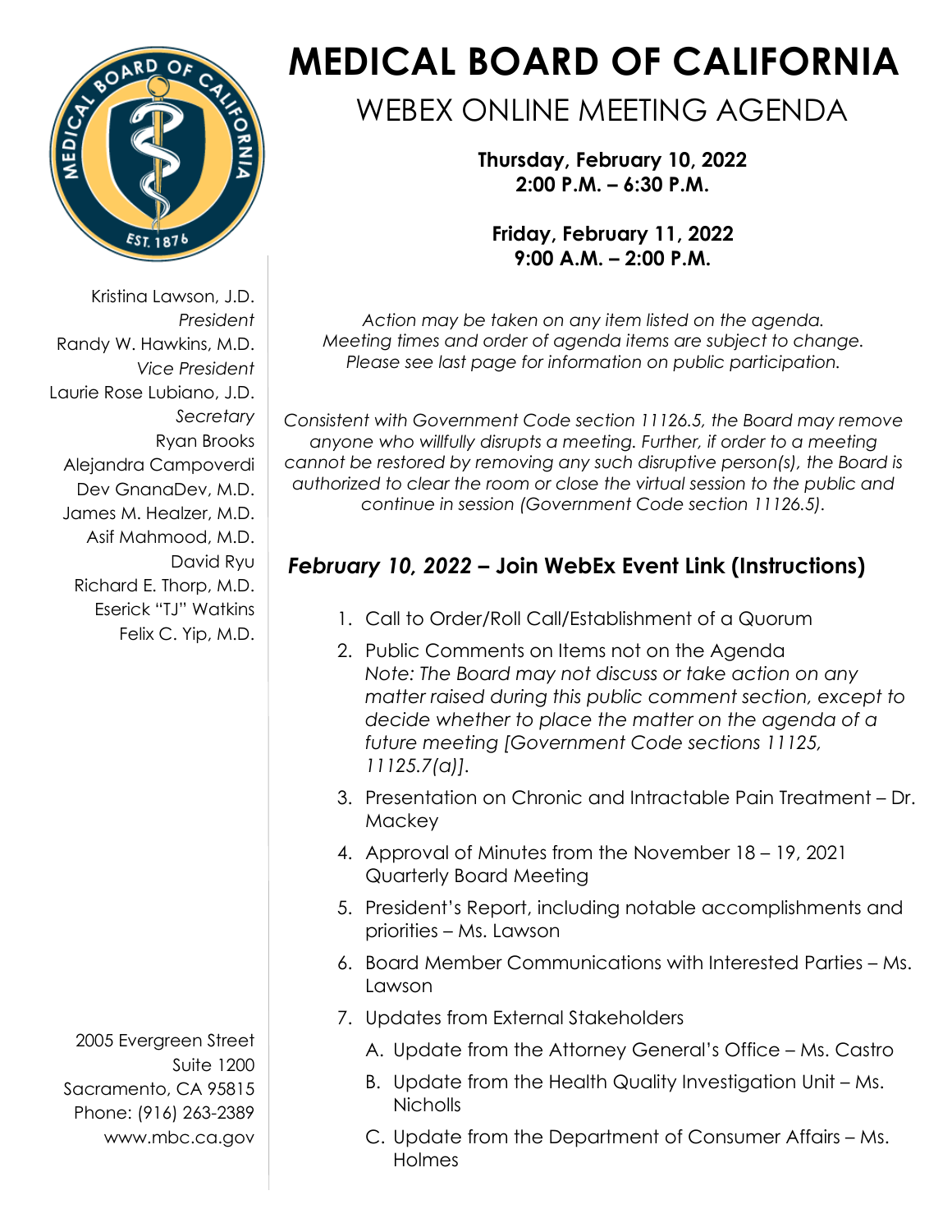# MEDICAL BOARD OF CALIFORNIA

## WEBEX ONLINE MEETING AGENDA

**Thursday, February 10, 2022**
**2:00 P.M. – 6:30 P.M.**

**Friday, February 11, 2022**
**9:00 A.M. – 2:00 P.M.**

Kristina Lawson, J.D.
*President*
Randy W. Hawkins, M.D.
*Vice President*
Laurie Rose Lubiano, J.D.
*Secretary*
Ryan Brooks
Alejandra Campoverdi
Dev GnanaDev, M.D.
James M. Healzer, M.D.
Asif Mahmood, M.D.
David Ryu
Richard E. Thorp, M.D.
Eserick "TJ" Watkins
Felix C. Yip, M.D.

2005 Evergreen Street
Suite 1200
Sacramento, CA 95815
Phone: (916) 263-2389
www.mbc.ca.gov

*Action may be taken on any item listed on the agenda. Meeting times and order of agenda items are subject to change. Please see last page for information on public participation.*

*Consistent with Government Code section 11126.5, the Board may remove anyone who willfully disrupts a meeting. Further, if order to a meeting cannot be restored by removing any such disruptive person(s), the Board is authorized to clear the room or close the virtual session to the public and continue in session (Government Code section 11126.5).*

### *February 10, 2022* – Join WebEx Event Link (Instructions)

1. Call to Order/Roll Call/Establishment of a Quorum
2. Public Comments on Items not on the Agenda
   *Note: The Board may not discuss or take action on any matter raised during this public comment section, except to decide whether to place the matter on the agenda of a future meeting [Government Code sections 11125, 11125.7(a)].*
3. Presentation on Chronic and Intractable Pain Treatment – Dr. Mackey
4. Approval of Minutes from the November 18 – 19, 2021 Quarterly Board Meeting
5. President's Report, including notable accomplishments and priorities – Ms. Lawson
6. Board Member Communications with Interested Parties – Ms. Lawson
7. Updates from External Stakeholders
   A. Update from the Attorney General's Office – Ms. Castro
   B. Update from the Health Quality Investigation Unit – Ms. Nicholls
   C. Update from the Department of Consumer Affairs – Ms. Holmes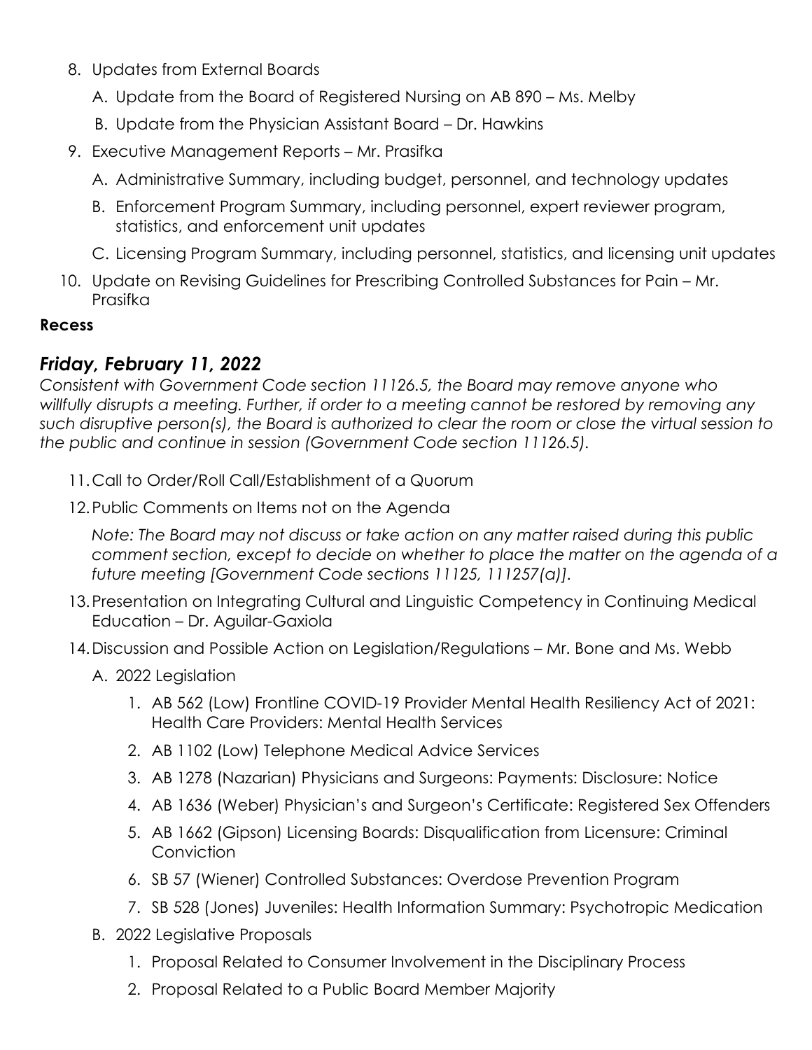8. Updates from External Boards
   A. Update from the Board of Registered Nursing on AB 890 – Ms. Melby
   B. Update from the Physician Assistant Board – Dr. Hawkins
9. Executive Management Reports – Mr. Prasifka
   A. Administrative Summary, including budget, personnel, and technology updates
   B. Enforcement Program Summary, including personnel, expert reviewer program, statistics, and enforcement unit updates
   C. Licensing Program Summary, including personnel, statistics, and licensing unit updates
10. Update on Revising Guidelines for Prescribing Controlled Substances for Pain – Mr. Prasifka

**Recess**

## *Friday, February 11, 2022*

*Consistent with Government Code section 11126.5, the Board may remove anyone who willfully disrupts a meeting. Further, if order to a meeting cannot be restored by removing any such disruptive person(s), the Board is authorized to clear the room or close the virtual session to the public and continue in session (Government Code section 11126.5).*

11. Call to Order/Roll Call/Establishment of a Quorum
12. Public Comments on Items not on the Agenda

    *Note: The Board may not discuss or take action on any matter raised during this public comment section, except to decide on whether to place the matter on the agenda of a future meeting [Government Code sections 11125, 111257(a)].*

13. Presentation on Integrating Cultural and Linguistic Competency in Continuing Medical Education – Dr. Aguilar-Gaxiola
14. Discussion and Possible Action on Legislation/Regulations – Mr. Bone and Ms. Webb
    A. 2022 Legislation
       1. AB 562 (Low) Frontline COVID-19 Provider Mental Health Resiliency Act of 2021: Health Care Providers: Mental Health Services
       2. AB 1102 (Low) Telephone Medical Advice Services
       3. AB 1278 (Nazarian) Physicians and Surgeons: Payments: Disclosure: Notice
       4. AB 1636 (Weber) Physician's and Surgeon's Certificate: Registered Sex Offenders
       5. AB 1662 (Gipson) Licensing Boards: Disqualification from Licensure: Criminal Conviction
       6. SB 57 (Wiener) Controlled Substances: Overdose Prevention Program
       7. SB 528 (Jones) Juveniles: Health Information Summary: Psychotropic Medication
    B. 2022 Legislative Proposals
       1. Proposal Related to Consumer Involvement in the Disciplinary Process
       2. Proposal Related to a Public Board Member Majority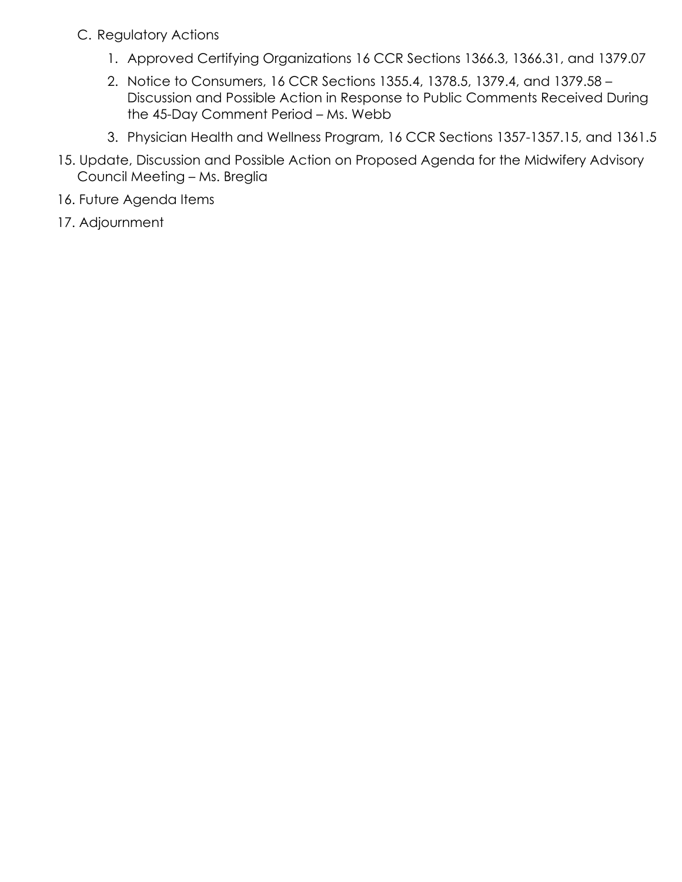C. Regulatory Actions

   1. Approved Certifying Organizations 16 CCR Sections 1366.3, 1366.31, and 1379.07
   2. Notice to Consumers, 16 CCR Sections 1355.4, 1378.5, 1379.4, and 1379.58 – Discussion and Possible Action in Response to Public Comments Received During the 45-Day Comment Period – Ms. Webb
   3. Physician Health and Wellness Program, 16 CCR Sections 1357-1357.15, and 1361.5

15. Update, Discussion and Possible Action on Proposed Agenda for the Midwifery Advisory Council Meeting – Ms. Breglia
16. Future Agenda Items
17. Adjournment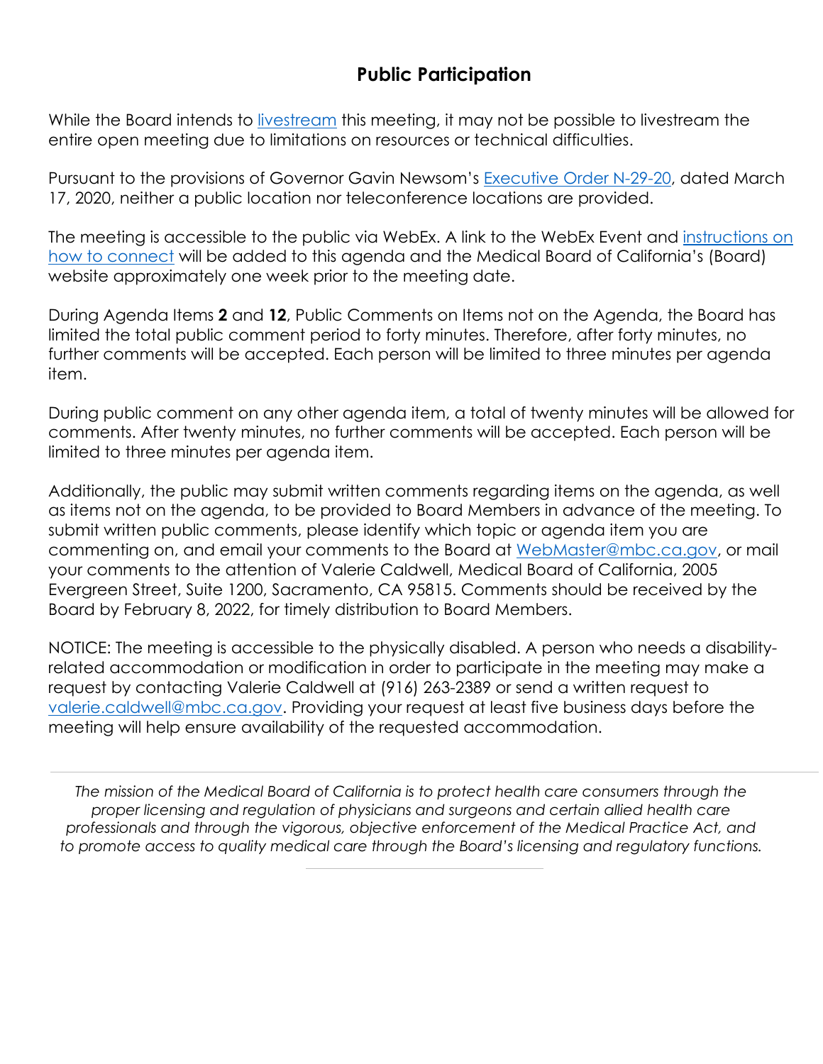## Public Participation

While the Board intends to livestream this meeting, it may not be possible to livestream the entire open meeting due to limitations on resources or technical difficulties.

Pursuant to the provisions of Governor Gavin Newsom's Executive Order N-29-20, dated March 17, 2020, neither a public location nor teleconference locations are provided.

The meeting is accessible to the public via WebEx. A link to the WebEx Event and instructions on how to connect will be added to this agenda and the Medical Board of California's (Board) website approximately one week prior to the meeting date.

During Agenda Items **2** and **12**, Public Comments on Items not on the Agenda, the Board has limited the total public comment period to forty minutes. Therefore, after forty minutes, no further comments will be accepted. Each person will be limited to three minutes per agenda item.

During public comment on any other agenda item, a total of twenty minutes will be allowed for comments. After twenty minutes, no further comments will be accepted. Each person will be limited to three minutes per agenda item.

Additionally, the public may submit written comments regarding items on the agenda, as well as items not on the agenda, to be provided to Board Members in advance of the meeting. To submit written public comments, please identify which topic or agenda item you are commenting on, and email your comments to the Board at WebMaster@mbc.ca.gov, or mail your comments to the attention of Valerie Caldwell, Medical Board of California, 2005 Evergreen Street, Suite 1200, Sacramento, CA 95815. Comments should be received by the Board by February 8, 2022, for timely distribution to Board Members.

NOTICE: The meeting is accessible to the physically disabled. A person who needs a disability-related accommodation or modification in order to participate in the meeting may make a request by contacting Valerie Caldwell at (916) 263-2389 or send a written request to valerie.caldwell@mbc.ca.gov. Providing your request at least five business days before the meeting will help ensure availability of the requested accommodation.

---

*The mission of the Medical Board of California is to protect health care consumers through the proper licensing and regulation of physicians and surgeons and certain allied health care professionals and through the vigorous, objective enforcement of the Medical Practice Act, and to promote access to quality medical care through the Board's licensing and regulatory functions.*